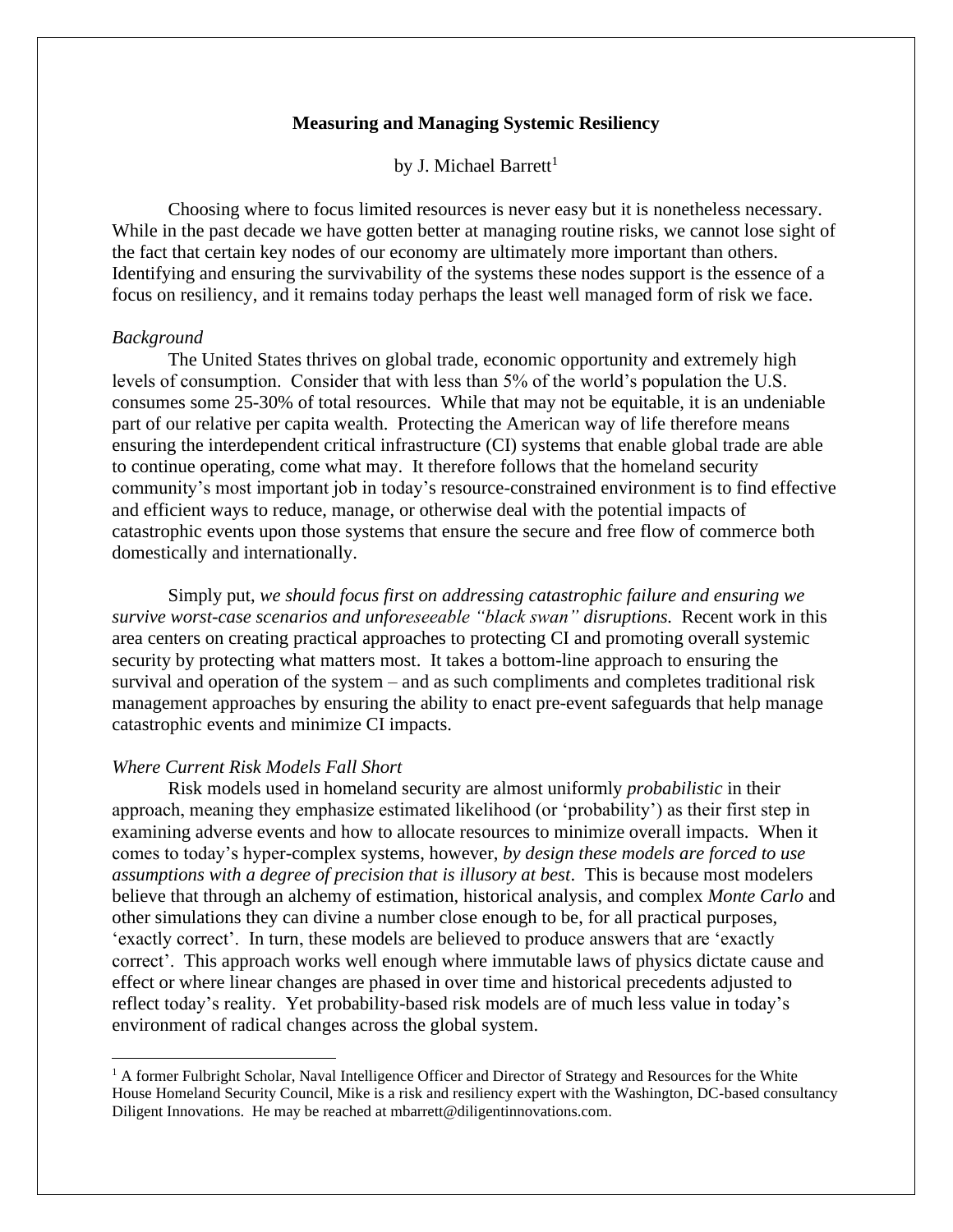# Measuring and Managing Systemic Resiliency

by J. Michael Barrett[1]

Choosing where to focus limited resources is never easy but it is nonetheless necessary. While in the past decade we have gotten better at managing routine risks, we cannot lose sight of the fact that certain key nodes of our economy are ultimately more important than others. Identifying and ensuring the survivability of the systems these nodes support is the essence of a focus on resiliency, and it remains today perhaps the least well managed form of risk we face.

*Background*

The United States thrives on global trade, economic opportunity and extremely high levels of consumption. Consider that with less than 5% of the world's population the U.S. consumes some 25-30% of total resources. While that may not be equitable, it is an undeniable part of our relative per capita wealth. Protecting the American way of life therefore means ensuring the interdependent critical infrastructure (CI) systems that enable global trade are able to continue operating, come what may. It therefore follows that the homeland security community's most important job in today's resource-constrained environment is to find effective and efficient ways to reduce, manage, or otherwise deal with the potential impacts of catastrophic events upon those systems that ensure the secure and free flow of commerce both domestically and internationally.

Simply put, *we should focus first on addressing catastrophic failure and ensuring we survive worst-case scenarios and unforeseeable "black swan" disruptions.* Recent work in this area centers on creating practical approaches to protecting CI and promoting overall systemic security by protecting what matters most. It takes a bottom-line approach to ensuring the survival and operation of the system – and as such compliments and completes traditional risk management approaches by ensuring the ability to enact pre-event safeguards that help manage catastrophic events and minimize CI impacts.

*Where Current Risk Models Fall Short*

Risk models used in homeland security are almost uniformly *probabilistic* in their approach, meaning they emphasize estimated likelihood (or 'probability') as their first step in examining adverse events and how to allocate resources to minimize overall impacts. When it comes to today's hyper-complex systems, however, *by design these models are forced to use assumptions with a degree of precision that is illusory at best*. This is because most modelers believe that through an alchemy of estimation, historical analysis, and complex *Monte Carlo* and other simulations they can divine a number close enough to be, for all practical purposes, 'exactly correct'. In turn, these models are believed to produce answers that are 'exactly correct'. This approach works well enough where immutable laws of physics dictate cause and effect or where linear changes are phased in over time and historical precedents adjusted to reflect today's reality. Yet probability-based risk models are of much less value in today's environment of radical changes across the global system.

[1] A former Fulbright Scholar, Naval Intelligence Officer and Director of Strategy and Resources for the White House Homeland Security Council, Mike is a risk and resiliency expert with the Washington, DC-based consultancy Diligent Innovations. He may be reached at mbarrett@diligentinnovations.com.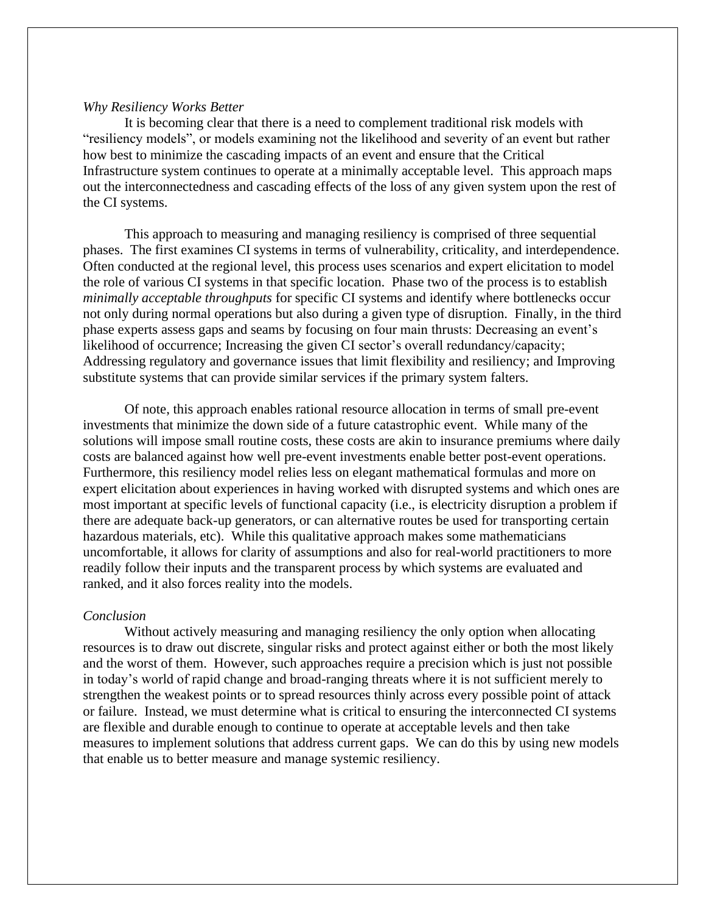*Why Resiliency Works Better*

It is becoming clear that there is a need to complement traditional risk models with "resiliency models", or models examining not the likelihood and severity of an event but rather how best to minimize the cascading impacts of an event and ensure that the Critical Infrastructure system continues to operate at a minimally acceptable level. This approach maps out the interconnectedness and cascading effects of the loss of any given system upon the rest of the CI systems.

This approach to measuring and managing resiliency is comprised of three sequential phases. The first examines CI systems in terms of vulnerability, criticality, and interdependence. Often conducted at the regional level, this process uses scenarios and expert elicitation to model the role of various CI systems in that specific location. Phase two of the process is to establish *minimally acceptable throughputs* for specific CI systems and identify where bottlenecks occur not only during normal operations but also during a given type of disruption. Finally, in the third phase experts assess gaps and seams by focusing on four main thrusts: Decreasing an event's likelihood of occurrence; Increasing the given CI sector's overall redundancy/capacity; Addressing regulatory and governance issues that limit flexibility and resiliency; and Improving substitute systems that can provide similar services if the primary system falters.

Of note, this approach enables rational resource allocation in terms of small pre-event investments that minimize the down side of a future catastrophic event. While many of the solutions will impose small routine costs, these costs are akin to insurance premiums where daily costs are balanced against how well pre-event investments enable better post-event operations. Furthermore, this resiliency model relies less on elegant mathematical formulas and more on expert elicitation about experiences in having worked with disrupted systems and which ones are most important at specific levels of functional capacity (i.e., is electricity disruption a problem if there are adequate back-up generators, or can alternative routes be used for transporting certain hazardous materials, etc). While this qualitative approach makes some mathematicians uncomfortable, it allows for clarity of assumptions and also for real-world practitioners to more readily follow their inputs and the transparent process by which systems are evaluated and ranked, and it also forces reality into the models.

*Conclusion*

Without actively measuring and managing resiliency the only option when allocating resources is to draw out discrete, singular risks and protect against either or both the most likely and the worst of them. However, such approaches require a precision which is just not possible in today's world of rapid change and broad-ranging threats where it is not sufficient merely to strengthen the weakest points or to spread resources thinly across every possible point of attack or failure. Instead, we must determine what is critical to ensuring the interconnected CI systems are flexible and durable enough to continue to operate at acceptable levels and then take measures to implement solutions that address current gaps. We can do this by using new models that enable us to better measure and manage systemic resiliency.